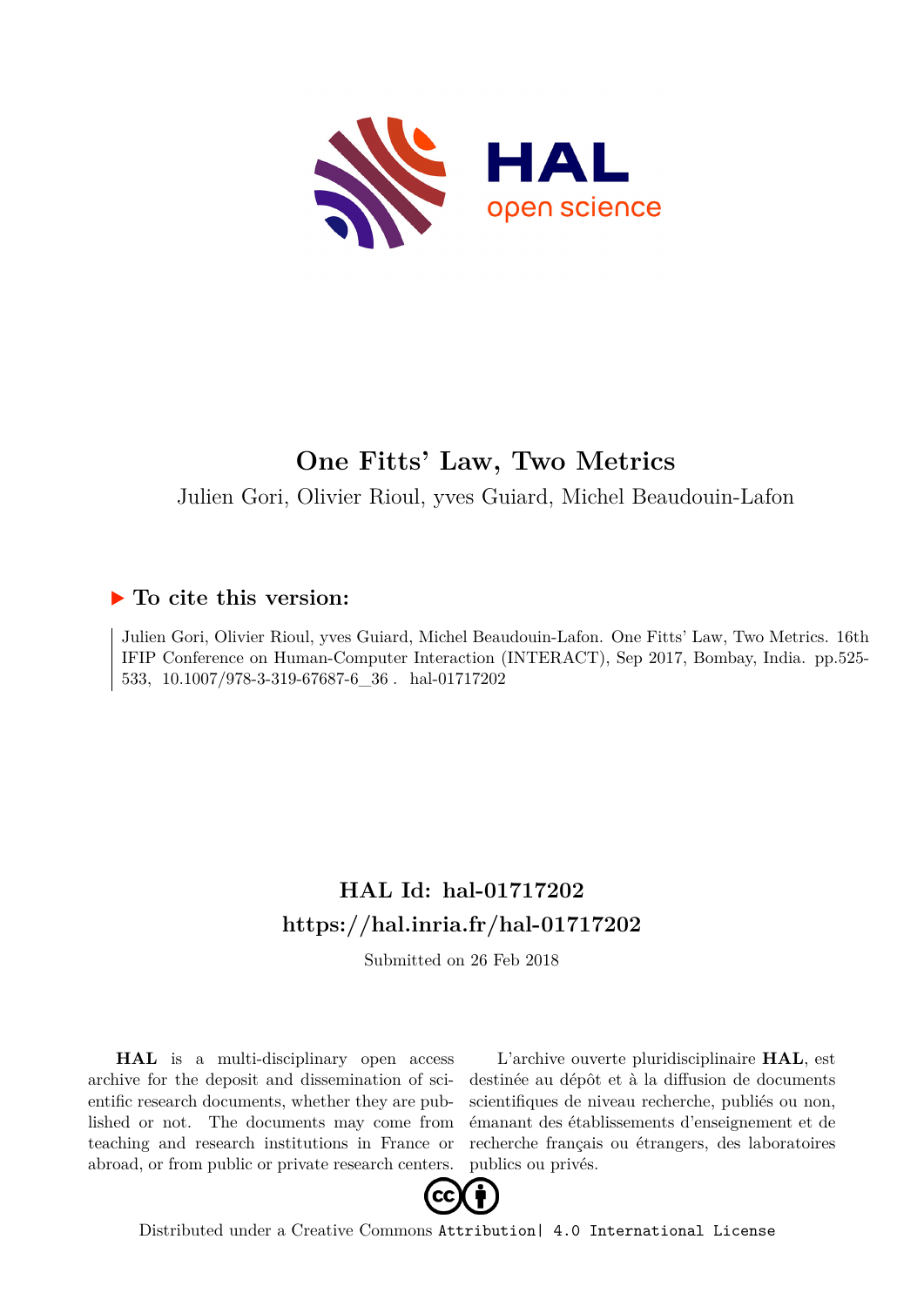# One Fitts' Law, Two Metrics

Julien Gori, Olivier Rioul, yves Guiard, Michel Beaudouin-Lafon

### ▶ To cite this version:

Julien Gori, Olivier Rioul, yves Guiard, Michel Beaudouin-Lafon. One Fitts' Law, Two Metrics. 16th IFIP Conference on Human-Computer Interaction (INTERACT), Sep 2017, Bombay, India. pp.525-533, 10.1007/978-3-319-67687-6_36 . hal-01717202

## HAL Id: hal-01717202
## https://hal.inria.fr/hal-01717202

Submitted on 26 Feb 2018

**HAL** is a multi-disciplinary open access archive for the deposit and dissemination of scientific research documents, whether they are published or not. The documents may come from teaching and research institutions in France or abroad, or from public or private research centers.

L'archive ouverte pluridisciplinaire **HAL**, est destinée au dépôt et à la diffusion de documents scientifiques de niveau recherche, publiés ou non, émanant des établissements d'enseignement et de recherche français ou étrangers, des laboratoires publics ou privés.

Distributed under a Creative Commons Attribution| 4.0 International License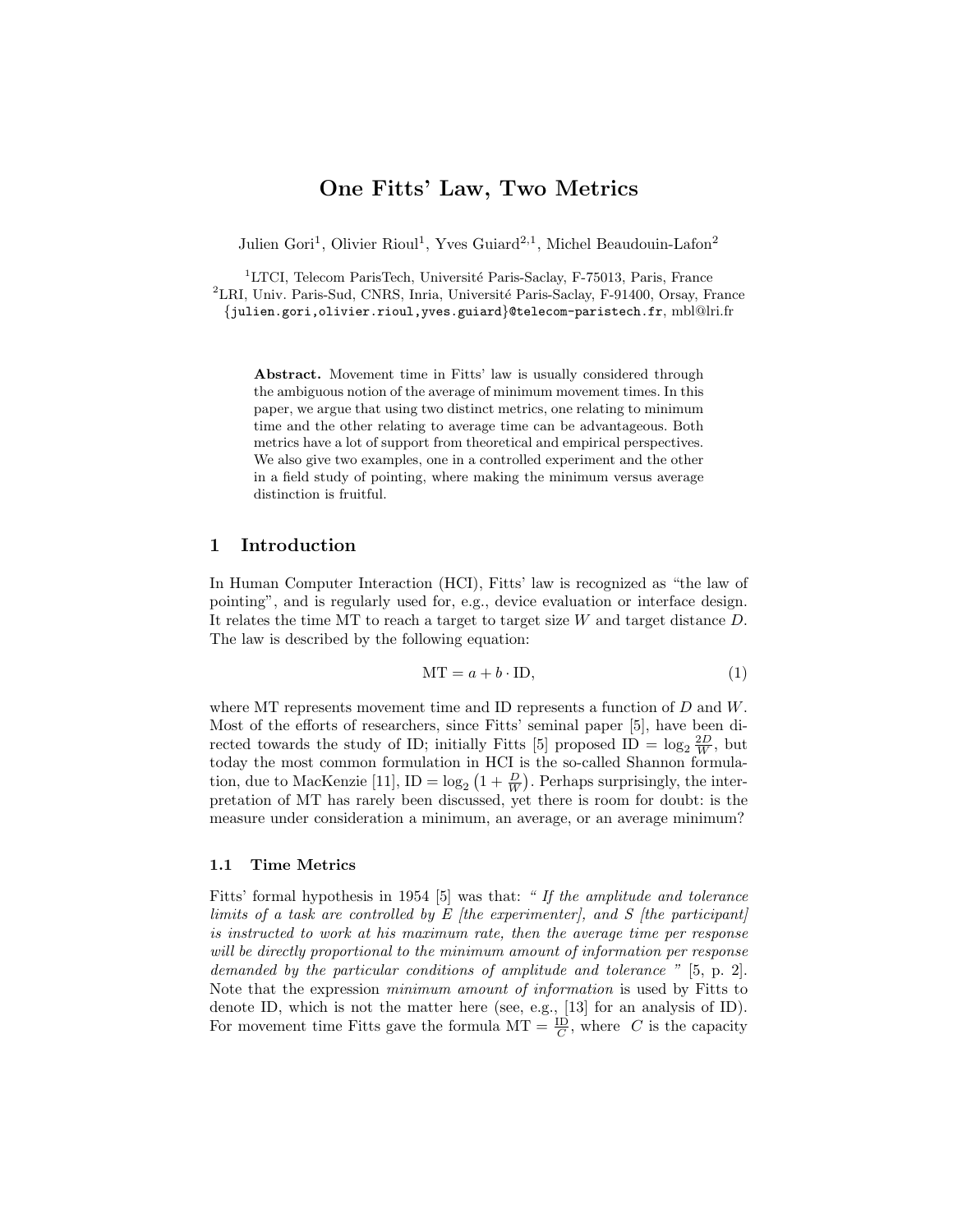# One Fitts' Law, Two Metrics

Julien Gori[1], Olivier Rioul[1], Yves Guiard[2,1], Michel Beaudouin-Lafon[2]

[1]LTCI, Telecom ParisTech, Université Paris-Saclay, F-75013, Paris, France
[2]LRI, Univ. Paris-Sud, CNRS, Inria, Université Paris-Saclay, F-91400, Orsay, France
{julien.gori,olivier.rioul,yves.guiard}@telecom-paristech.fr, mbl@lri.fr

**Abstract.** Movement time in Fitts' law is usually considered through the ambiguous notion of the average of minimum movement times. In this paper, we argue that using two distinct metrics, one relating to minimum time and the other relating to average time can be advantageous. Both metrics have a lot of support from theoretical and empirical perspectives. We also give two examples, one in a controlled experiment and the other in a field study of pointing, where making the minimum versus average distinction is fruitful.

## 1 Introduction

In Human Computer Interaction (HCI), Fitts' law is recognized as "the law of pointing", and is regularly used for, e.g., device evaluation or interface design. It relates the time MT to reach a target to target size $W$ and target distance $D$. The law is described by the following equation:

$$\mathrm{MT} = a + b \cdot \mathrm{ID}, \tag{1}$$

where MT represents movement time and ID represents a function of $D$ and $W$. Most of the efforts of researchers, since Fitts' seminal paper [5], have been directed towards the study of ID; initially Fitts [5] proposed $\mathrm{ID} = \log_2 \frac{2D}{W}$, but today the most common formulation in HCI is the so-called Shannon formulation, due to MacKenzie [11], $\mathrm{ID} = \log_2 \left(1 + \frac{D}{W}\right)$. Perhaps surprisingly, the interpretation of MT has rarely been discussed, yet there is room for doubt: is the measure under consideration a minimum, an average, or an average minimum?

### 1.1 Time Metrics

Fitts' formal hypothesis in 1954 [5] was that: *" If the amplitude and tolerance limits of a task are controlled by E [the experimenter], and S [the participant] is instructed to work at his maximum rate, then the average time per response will be directly proportional to the minimum amount of information per response demanded by the particular conditions of amplitude and tolerance "* [5, p. 2]. Note that the expression *minimum amount of information* is used by Fitts to denote ID, which is not the matter here (see, e.g., [13] for an analysis of ID). For movement time Fitts gave the formula $\mathrm{MT} = \frac{\mathrm{ID}}{C}$, where $C$ is the capacity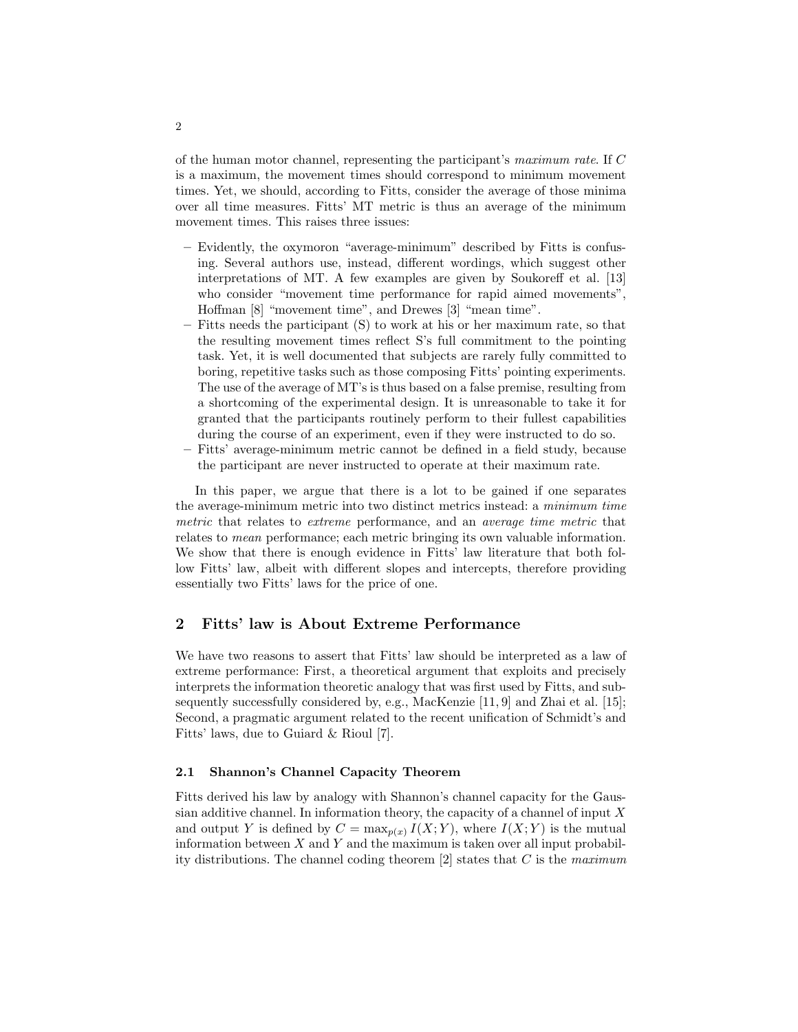of the human motor channel, representing the participant's *maximum rate*. If $C$ is a maximum, the movement times should correspond to minimum movement times. Yet, we should, according to Fitts, consider the average of those minima over all time measures. Fitts' MT metric is thus an average of the minimum movement times. This raises three issues:

- Evidently, the oxymoron "average-minimum" described by Fitts is confusing. Several authors use, instead, different wordings, which suggest other interpretations of MT. A few examples are given by Soukoreff et al. [13] who consider "movement time performance for rapid aimed movements", Hoffman [8] "movement time", and Drewes [3] "mean time".
- Fitts needs the participant (S) to work at his or her maximum rate, so that the resulting movement times reflect S's full commitment to the pointing task. Yet, it is well documented that subjects are rarely fully committed to boring, repetitive tasks such as those composing Fitts' pointing experiments. The use of the average of MT's is thus based on a false premise, resulting from a shortcoming of the experimental design. It is unreasonable to take it for granted that the participants routinely perform to their fullest capabilities during the course of an experiment, even if they were instructed to do so.
- Fitts' average-minimum metric cannot be defined in a field study, because the participant are never instructed to operate at their maximum rate.

In this paper, we argue that there is a lot to be gained if one separates the average-minimum metric into two distinct metrics instead: a *minimum time metric* that relates to *extreme* performance, and an *average time metric* that relates to *mean* performance; each metric bringing its own valuable information. We show that there is enough evidence in Fitts' law literature that both follow Fitts' law, albeit with different slopes and intercepts, therefore providing essentially two Fitts' laws for the price of one.

## 2 Fitts' law is About Extreme Performance

We have two reasons to assert that Fitts' law should be interpreted as a law of extreme performance: First, a theoretical argument that exploits and precisely interprets the information theoretic analogy that was first used by Fitts, and subsequently successfully considered by, e.g., MacKenzie [11, 9] and Zhai et al. [15]; Second, a pragmatic argument related to the recent unification of Schmidt's and Fitts' laws, due to Guiard & Rioul [7].

### 2.1 Shannon's Channel Capacity Theorem

Fitts derived his law by analogy with Shannon's channel capacity for the Gaussian additive channel. In information theory, the capacity of a channel of input $X$ and output $Y$ is defined by $C = \max_{p(x)} I(X;Y)$, where $I(X;Y)$ is the mutual information between $X$ and $Y$ and the maximum is taken over all input probability distributions. The channel coding theorem [2] states that $C$ is the *maximum*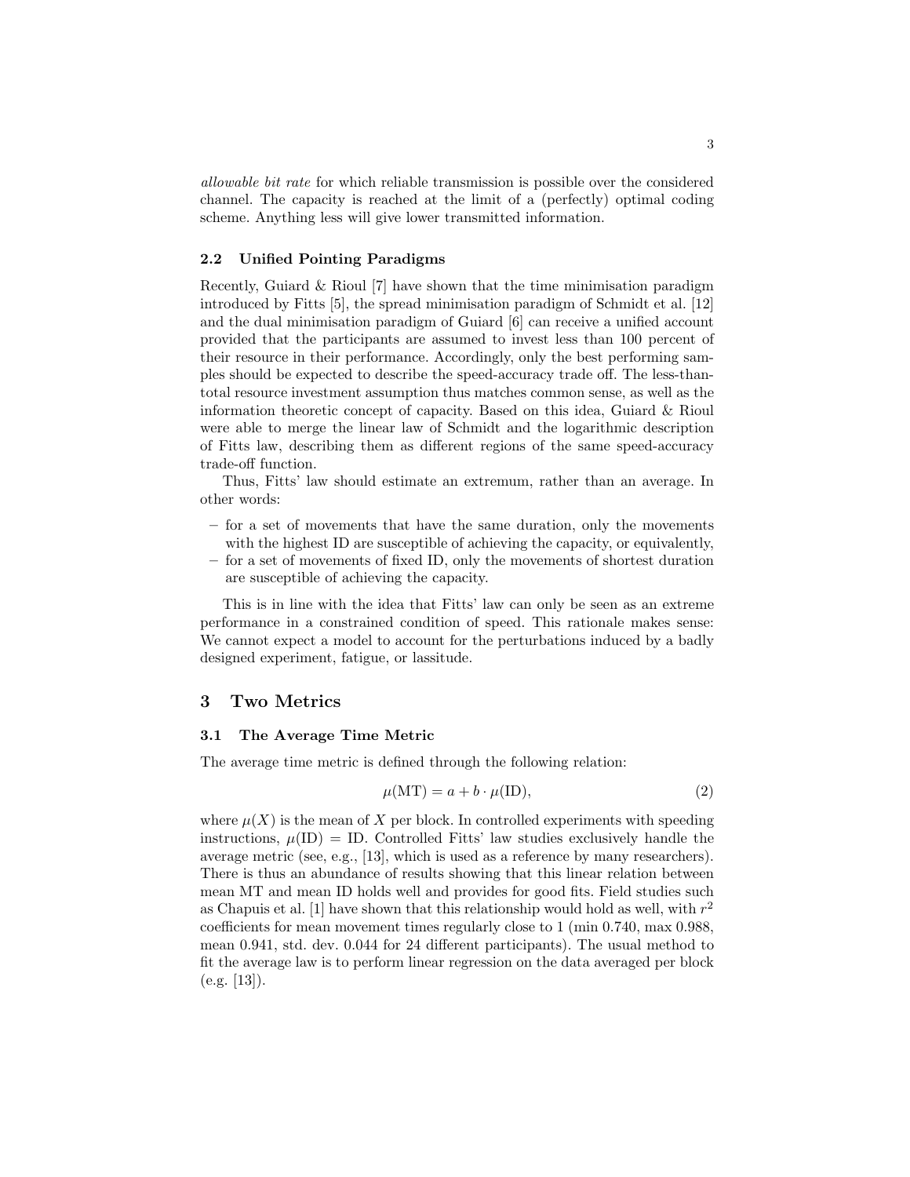*allowable bit rate* for which reliable transmission is possible over the considered channel. The capacity is reached at the limit of a (perfectly) optimal coding scheme. Anything less will give lower transmitted information.

### 2.2 Unified Pointing Paradigms

Recently, Guiard & Rioul [7] have shown that the time minimisation paradigm introduced by Fitts [5], the spread minimisation paradigm of Schmidt et al. [12] and the dual minimisation paradigm of Guiard [6] can receive a unified account provided that the participants are assumed to invest less than 100 percent of their resource in their performance. Accordingly, only the best performing samples should be expected to describe the speed-accuracy trade off. The less-than-total resource investment assumption thus matches common sense, as well as the information theoretic concept of capacity. Based on this idea, Guiard & Rioul were able to merge the linear law of Schmidt and the logarithmic description of Fitts law, describing them as different regions of the same speed-accuracy trade-off function.

Thus, Fitts' law should estimate an extremum, rather than an average. In other words:

- for a set of movements that have the same duration, only the movements with the highest ID are susceptible of achieving the capacity, or equivalently,
- for a set of movements of fixed ID, only the movements of shortest duration are susceptible of achieving the capacity.

This is in line with the idea that Fitts' law can only be seen as an extreme performance in a constrained condition of speed. This rationale makes sense: We cannot expect a model to account for the perturbations induced by a badly designed experiment, fatigue, or lassitude.

## 3 Two Metrics

### 3.1 The Average Time Metric

The average time metric is defined through the following relation:

$$\mu(\text{MT}) = a + b \cdot \mu(\text{ID}), \tag{2}$$

where $\mu(X)$ is the mean of $X$ per block. In controlled experiments with speeding instructions, $\mu(\text{ID}) = \text{ID}$. Controlled Fitts' law studies exclusively handle the average metric (see, e.g., [13], which is used as a reference by many researchers). There is thus an abundance of results showing that this linear relation between mean MT and mean ID holds well and provides for good fits. Field studies such as Chapuis et al. [1] have shown that this relationship would hold as well, with $r^2$ coefficients for mean movement times regularly close to 1 (min 0.740, max 0.988, mean 0.941, std. dev. 0.044 for 24 different participants). The usual method to fit the average law is to perform linear regression on the data averaged per block (e.g. [13]).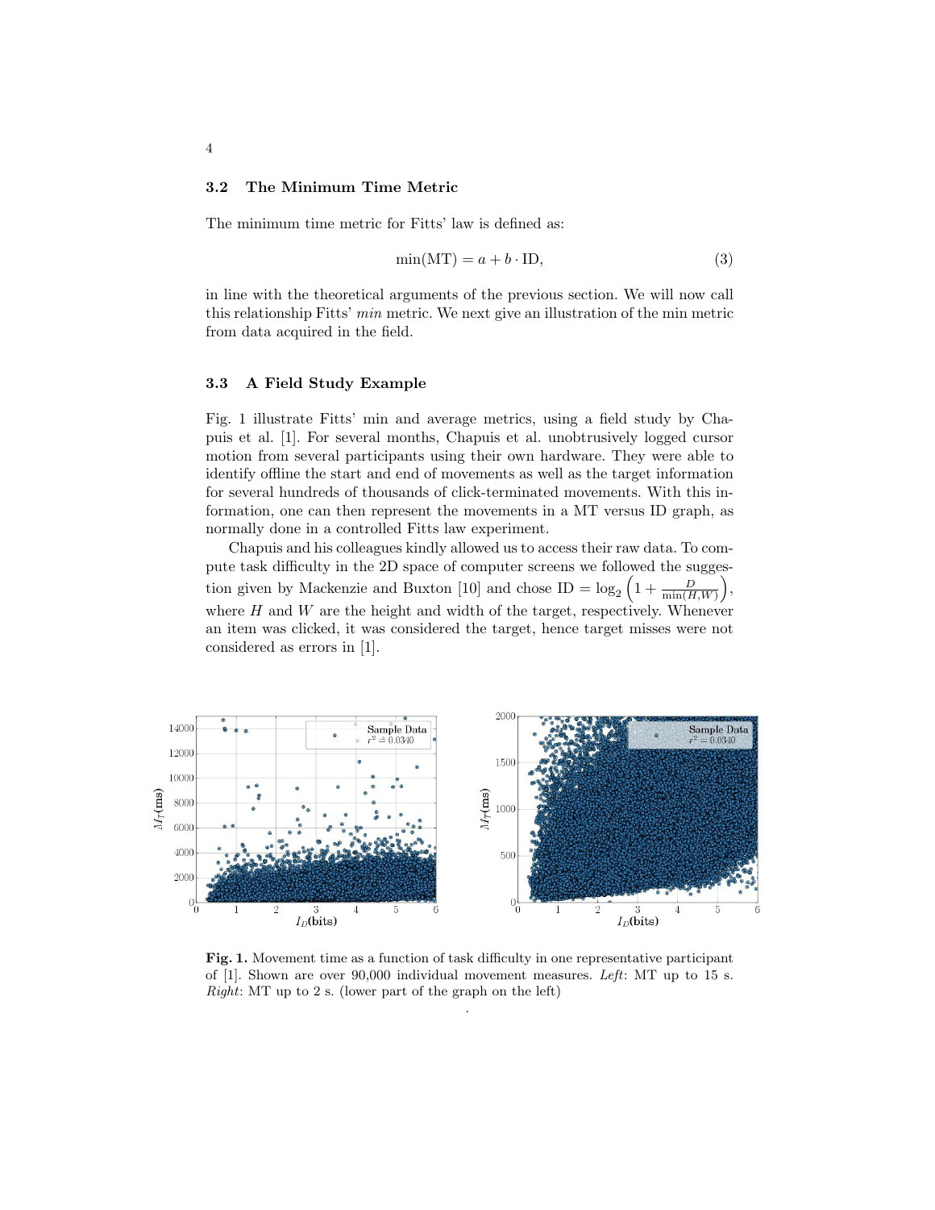### 3.2 The Minimum Time Metric

The minimum time metric for Fitts' law is defined as:

$$\min(\mathrm{MT}) = a + b \cdot \mathrm{ID}, \tag{3}$$

in line with the theoretical arguments of the previous section. We will now call this relationship Fitts' *min* metric. We next give an illustration of the min metric from data acquired in the field.

### 3.3 A Field Study Example

Fig. 1 illustrate Fitts' min and average metrics, using a field study by Chapuis et al. [1]. For several months, Chapuis et al. unobtrusively logged cursor motion from several participants using their own hardware. They were able to identify offline the start and end of movements as well as the target information for several hundreds of thousands of click-terminated movements. With this information, one can then represent the movements in a MT versus ID graph, as normally done in a controlled Fitts law experiment.

Chapuis and his colleagues kindly allowed us to access their raw data. To compute task difficulty in the 2D space of computer screens we followed the suggestion given by Mackenzie and Buxton [10] and chose $\mathrm{ID} = \log_2\left(1 + \frac{D}{\min(H,W)}\right)$, where $H$ and $W$ are the height and width of the target, respectively. Whenever an item was clicked, it was considered the target, hence target misses were not considered as errors in [1].

**Fig. 1.** Movement time as a function of task difficulty in one representative participant of [1]. Shown are over 90,000 individual movement measures. *Left*: MT up to 15 s. *Right*: MT up to 2 s. (lower part of the graph on the left)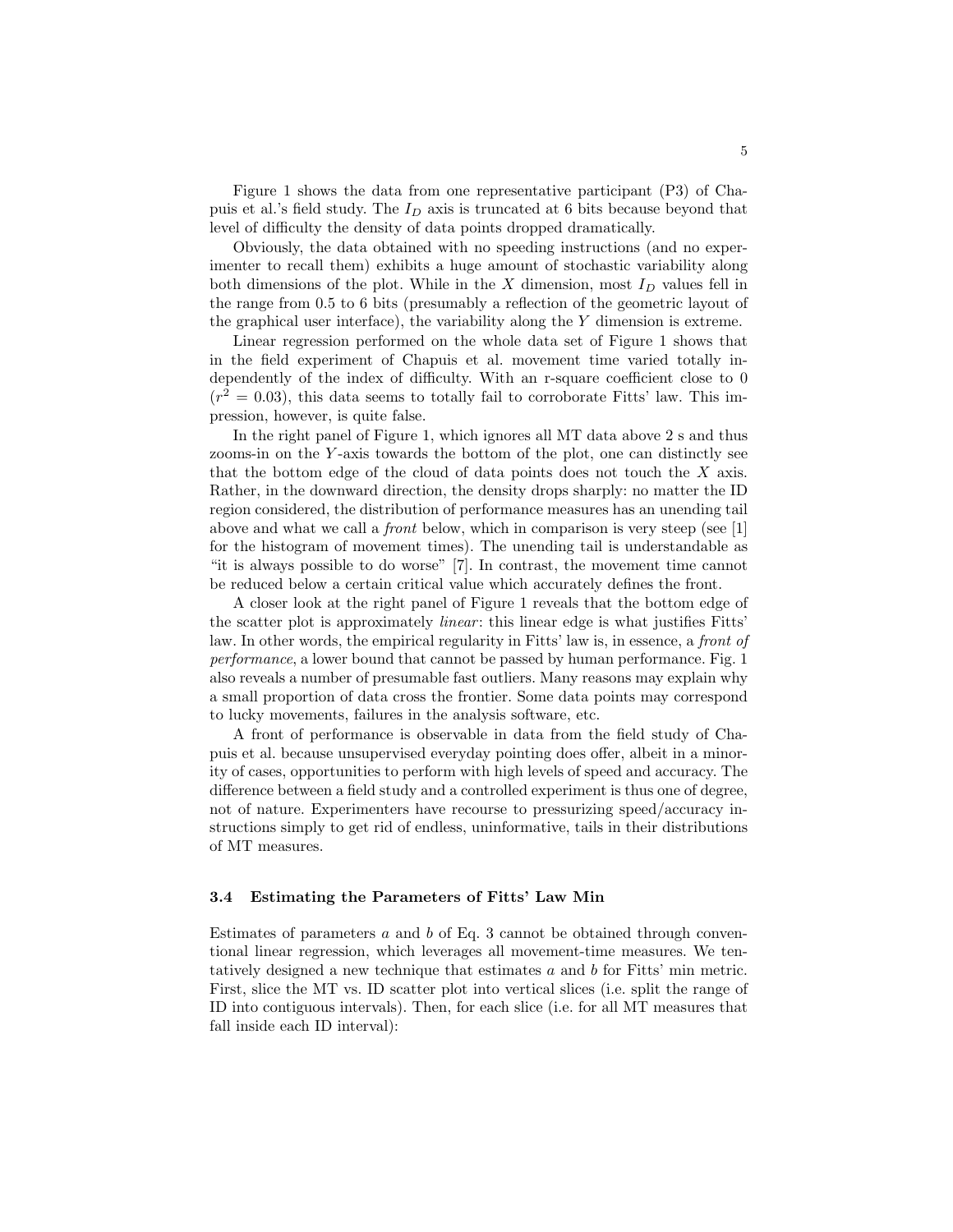Figure 1 shows the data from one representative participant (P3) of Chapuis et al.'s field study. The $I_D$ axis is truncated at 6 bits because beyond that level of difficulty the density of data points dropped dramatically.

Obviously, the data obtained with no speeding instructions (and no experimenter to recall them) exhibits a huge amount of stochastic variability along both dimensions of the plot. While in the $X$ dimension, most $I_D$ values fell in the range from 0.5 to 6 bits (presumably a reflection of the geometric layout of the graphical user interface), the variability along the $Y$ dimension is extreme.

Linear regression performed on the whole data set of Figure 1 shows that in the field experiment of Chapuis et al. movement time varied totally independently of the index of difficulty. With an r-square coefficient close to 0 ($r^2 = 0.03$), this data seems to totally fail to corroborate Fitts' law. This impression, however, is quite false.

In the right panel of Figure 1, which ignores all MT data above 2 s and thus zooms-in on the $Y$-axis towards the bottom of the plot, one can distinctly see that the bottom edge of the cloud of data points does not touch the $X$ axis. Rather, in the downward direction, the density drops sharply: no matter the ID region considered, the distribution of performance measures has an unending tail above and what we call a *front* below, which in comparison is very steep (see [1] for the histogram of movement times). The unending tail is understandable as "it is always possible to do worse" [7]. In contrast, the movement time cannot be reduced below a certain critical value which accurately defines the front.

A closer look at the right panel of Figure 1 reveals that the bottom edge of the scatter plot is approximately *linear*: this linear edge is what justifies Fitts' law. In other words, the empirical regularity in Fitts' law is, in essence, a *front of performance*, a lower bound that cannot be passed by human performance. Fig. 1 also reveals a number of presumable fast outliers. Many reasons may explain why a small proportion of data cross the frontier. Some data points may correspond to lucky movements, failures in the analysis software, etc.

A front of performance is observable in data from the field study of Chapuis et al. because unsupervised everyday pointing does offer, albeit in a minority of cases, opportunities to perform with high levels of speed and accuracy. The difference between a field study and a controlled experiment is thus one of degree, not of nature. Experimenters have recourse to pressurizing speed/accuracy instructions simply to get rid of endless, uninformative, tails in their distributions of MT measures.

### 3.4 Estimating the Parameters of Fitts' Law Min

Estimates of parameters $a$ and $b$ of Eq. 3 cannot be obtained through conventional linear regression, which leverages all movement-time measures. We tentatively designed a new technique that estimates $a$ and $b$ for Fitts' min metric. First, slice the MT vs. ID scatter plot into vertical slices (i.e. split the range of ID into contiguous intervals). Then, for each slice (i.e. for all MT measures that fall inside each ID interval):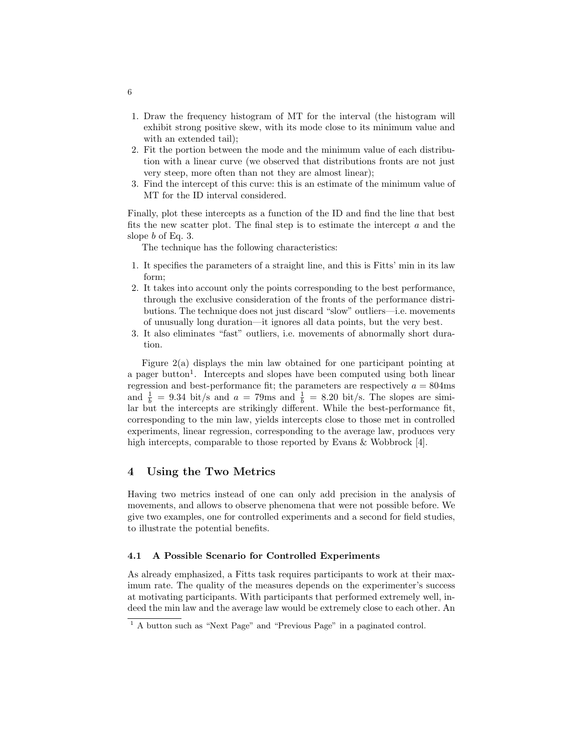1. Draw the frequency histogram of MT for the interval (the histogram will exhibit strong positive skew, with its mode close to its minimum value and with an extended tail);
2. Fit the portion between the mode and the minimum value of each distribution with a linear curve (we observed that distributions fronts are not just very steep, more often than not they are almost linear);
3. Find the intercept of this curve: this is an estimate of the minimum value of MT for the ID interval considered.

Finally, plot these intercepts as a function of the ID and find the line that best fits the new scatter plot. The final step is to estimate the intercept $a$ and the slope $b$ of Eq. 3.

The technique has the following characteristics:

1. It specifies the parameters of a straight line, and this is Fitts' min in its law form;
2. It takes into account only the points corresponding to the best performance, through the exclusive consideration of the fronts of the performance distributions. The technique does not just discard "slow" outliers—i.e. movements of unusually long duration—it ignores all data points, but the very best.
3. It also eliminates "fast" outliers, i.e. movements of abnormally short duration.

Figure 2(a) displays the min law obtained for one participant pointing at a pager button[1]. Intercepts and slopes have been computed using both linear regression and best-performance fit; the parameters are respectively $a = 804$ms and $\frac{1}{b} = 9.34$ bit/s and $a = 79$ms and $\frac{1}{b} = 8.20$ bit/s. The slopes are similar but the intercepts are strikingly different. While the best-performance fit, corresponding to the min law, yields intercepts close to those met in controlled experiments, linear regression, corresponding to the average law, produces very high intercepts, comparable to those reported by Evans & Wobbrock [4].

## 4 Using the Two Metrics

Having two metrics instead of one can only add precision in the analysis of movements, and allows to observe phenomena that were not possible before. We give two examples, one for controlled experiments and a second for field studies, to illustrate the potential benefits.

### 4.1 A Possible Scenario for Controlled Experiments

As already emphasized, a Fitts task requires participants to work at their maximum rate. The quality of the measures depends on the experimenter's success at motivating participants. With participants that performed extremely well, indeed the min law and the average law would be extremely close to each other. An

[1] A button such as "Next Page" and "Previous Page" in a paginated control.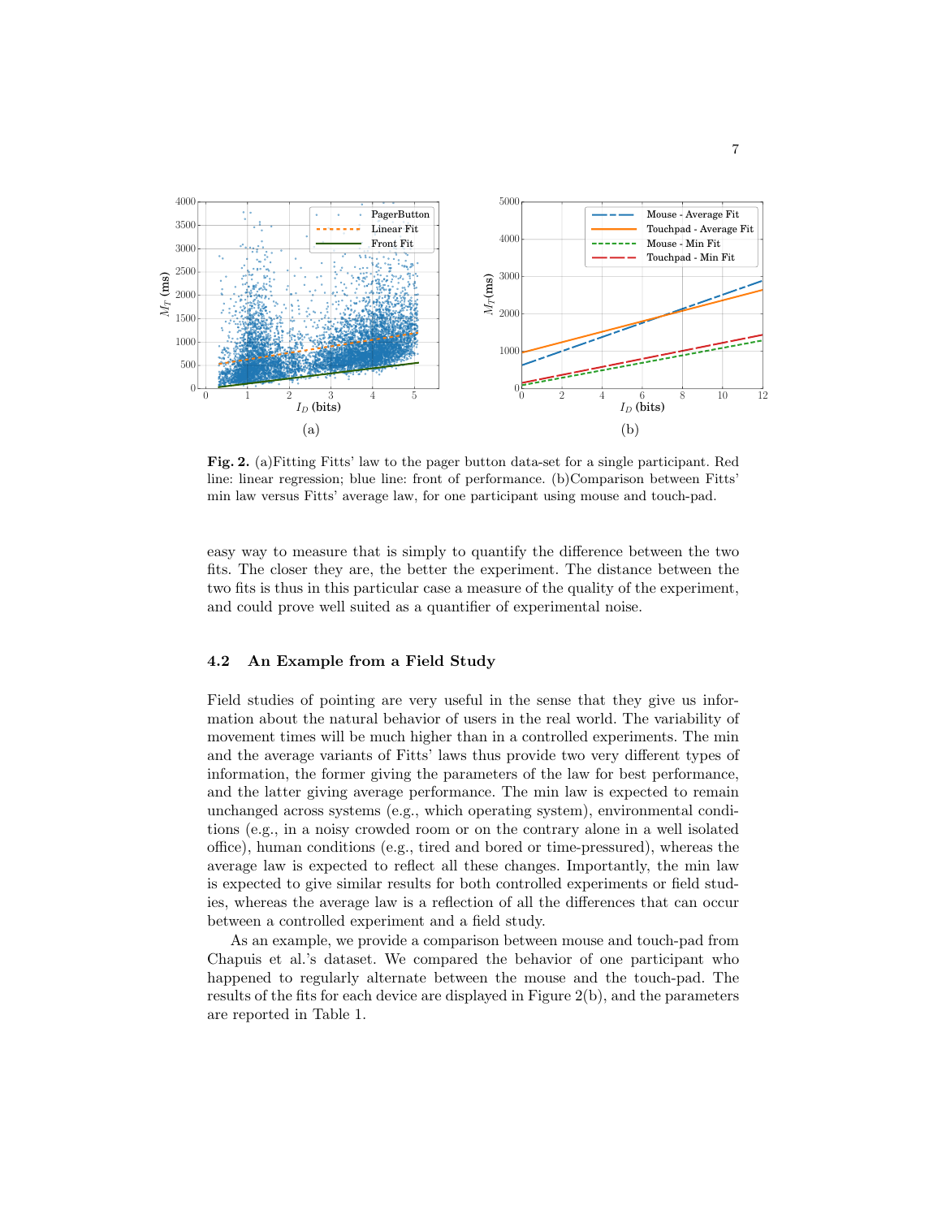4000
3500
3000
2500
2000
1500
1000
500
0

$M_T$ (ms)

0 1 2 3 4 5

$I_D$ (bits)

PagerButton
Linear Fit
Front Fit

(a)

5000
4000
3000
2000
1000
0

$M_T$(ms)

0 2 4 6 8 10 12

$I_D$ (bits)

Mouse - Average Fit
Touchpad - Average Fit
Mouse - Min Fit
Touchpad - Min Fit

(b)

**Fig. 2.** (a)Fitting Fitts' law to the pager button data-set for a single participant. Red line: linear regression; blue line: front of performance. (b)Comparison between Fitts' min law versus Fitts' average law, for one participant using mouse and touch-pad.

easy way to measure that is simply to quantify the difference between the two fits. The closer they are, the better the experiment. The distance between the two fits is thus in this particular case a measure of the quality of the experiment, and could prove well suited as a quantifier of experimental noise.

### 4.2 An Example from a Field Study

Field studies of pointing are very useful in the sense that they give us information about the natural behavior of users in the real world. The variability of movement times will be much higher than in a controlled experiments. The min and the average variants of Fitts' laws thus provide two very different types of information, the former giving the parameters of the law for best performance, and the latter giving average performance. The min law is expected to remain unchanged across systems (e.g., which operating system), environmental conditions (e.g., in a noisy crowded room or on the contrary alone in a well isolated office), human conditions (e.g., tired and bored or time-pressured), whereas the average law is expected to reflect all these changes. Importantly, the min law is expected to give similar results for both controlled experiments or field studies, whereas the average law is a reflection of all the differences that can occur between a controlled experiment and a field study.

As an example, we provide a comparison between mouse and touch-pad from Chapuis et al.'s dataset. We compared the behavior of one participant who happened to regularly alternate between the mouse and the touch-pad. The results of the fits for each device are displayed in Figure 2(b), and the parameters are reported in Table 1.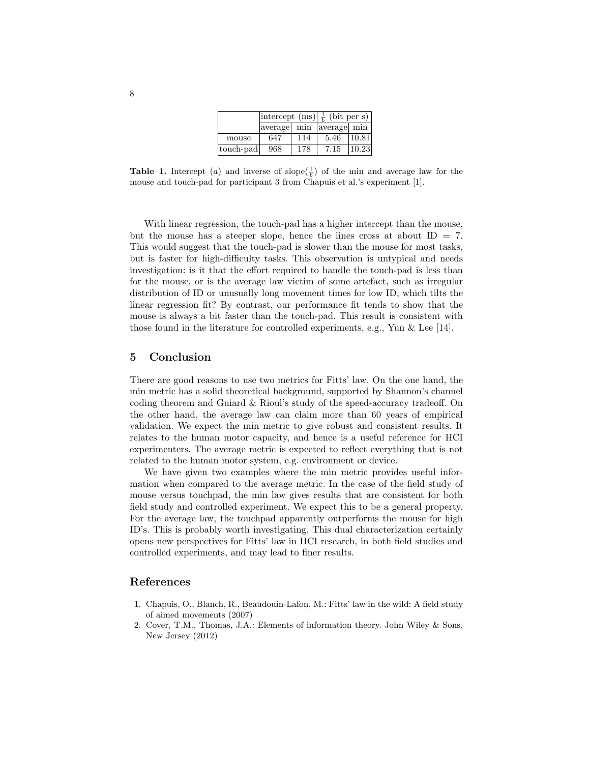| | intercept (ms) | | $\frac{1}{b}$ (bit per s) | |
|---|---|---|---|---|
| | average | min | average | min |
| mouse | 647 | 114 | 5.46 | 10.81 |
| touch-pad | 968 | 178 | 7.15 | 10.23 |

**Table 1.** Intercept ($a$) and inverse of slope($\frac{1}{b}$) of the min and average law for the mouse and touch-pad for participant 3 from Chapuis et al.'s experiment [1].

With linear regression, the touch-pad has a higher intercept than the mouse, but the mouse has a steeper slope, hence the lines cross at about ID = 7. This would suggest that the touch-pad is slower than the mouse for most tasks, but is faster for high-difficulty tasks. This observation is untypical and needs investigation: is it that the effort required to handle the touch-pad is less than for the mouse, or is the average law victim of some artefact, such as irregular distribution of ID or unusually long movement times for low ID, which tilts the linear regression fit? By contrast, our performance fit tends to show that the mouse is always a bit faster than the touch-pad. This result is consistent with those found in the literature for controlled experiments, e.g., Yun & Lee [14].

## 5 Conclusion

There are good reasons to use two metrics for Fitts' law. On the one hand, the min metric has a solid theoretical background, supported by Shannon's channel coding theorem and Guiard & Rioul's study of the speed-accuracy tradeoff. On the other hand, the average law can claim more than 60 years of empirical validation. We expect the min metric to give robust and consistent results. It relates to the human motor capacity, and hence is a useful reference for HCI experimenters. The average metric is expected to reflect everything that is not related to the human motor system, e.g. environment or device.

We have given two examples where the min metric provides useful information when compared to the average metric. In the case of the field study of mouse versus touchpad, the min law gives results that are consistent for both field study and controlled experiment. We expect this to be a general property. For the average law, the touchpad apparently outperforms the mouse for high ID's. This is probably worth investigating. This dual characterization certainly opens new perspectives for Fitts' law in HCI research, in both field studies and controlled experiments, and may lead to finer results.

## References

1. Chapuis, O., Blanch, R., Beaudouin-Lafon, M.: Fitts' law in the wild: A field study of aimed movements (2007)
2. Cover, T.M., Thomas, J.A.: Elements of information theory. John Wiley & Sons, New Jersey (2012)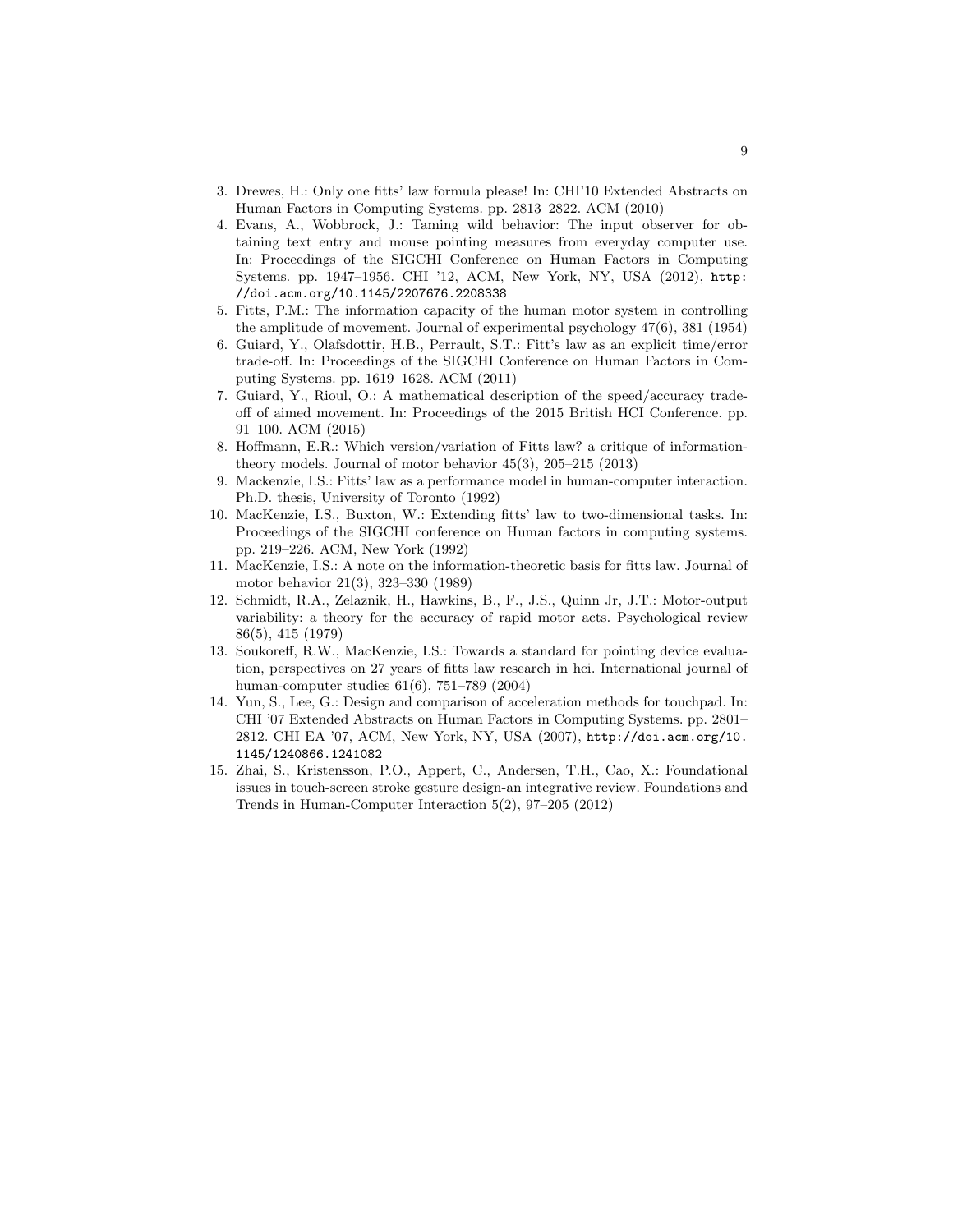3. Drewes, H.: Only one fitts' law formula please! In: CHI'10 Extended Abstracts on Human Factors in Computing Systems. pp. 2813–2822. ACM (2010)
4. Evans, A., Wobbrock, J.: Taming wild behavior: The input observer for obtaining text entry and mouse pointing measures from everyday computer use. In: Proceedings of the SIGCHI Conference on Human Factors in Computing Systems. pp. 1947–1956. CHI '12, ACM, New York, NY, USA (2012), http://doi.acm.org/10.1145/2207676.2208338
5. Fitts, P.M.: The information capacity of the human motor system in controlling the amplitude of movement. Journal of experimental psychology 47(6), 381 (1954)
6. Guiard, Y., Olafsdottir, H.B., Perrault, S.T.: Fitt's law as an explicit time/error trade-off. In: Proceedings of the SIGCHI Conference on Human Factors in Computing Systems. pp. 1619–1628. ACM (2011)
7. Guiard, Y., Rioul, O.: A mathematical description of the speed/accuracy tradeoff of aimed movement. In: Proceedings of the 2015 British HCI Conference. pp. 91–100. ACM (2015)
8. Hoffmann, E.R.: Which version/variation of Fitts law? a critique of information-theory models. Journal of motor behavior 45(3), 205–215 (2013)
9. Mackenzie, I.S.: Fitts' law as a performance model in human-computer interaction. Ph.D. thesis, University of Toronto (1992)
10. MacKenzie, I.S., Buxton, W.: Extending fitts' law to two-dimensional tasks. In: Proceedings of the SIGCHI conference on Human factors in computing systems. pp. 219–226. ACM, New York (1992)
11. MacKenzie, I.S.: A note on the information-theoretic basis for fitts law. Journal of motor behavior 21(3), 323–330 (1989)
12. Schmidt, R.A., Zelaznik, H., Hawkins, B., F., J.S., Quinn Jr, J.T.: Motor-output variability: a theory for the accuracy of rapid motor acts. Psychological review 86(5), 415 (1979)
13. Soukoreff, R.W., MacKenzie, I.S.: Towards a standard for pointing device evaluation, perspectives on 27 years of fitts law research in hci. International journal of human-computer studies 61(6), 751–789 (2004)
14. Yun, S., Lee, G.: Design and comparison of acceleration methods for touchpad. In: CHI '07 Extended Abstracts on Human Factors in Computing Systems. pp. 2801–2812. CHI EA '07, ACM, New York, NY, USA (2007), http://doi.acm.org/10.1145/1240866.1241082
15. Zhai, S., Kristensson, P.O., Appert, C., Andersen, T.H., Cao, X.: Foundational issues in touch-screen stroke gesture design-an integrative review. Foundations and Trends in Human-Computer Interaction 5(2), 97–205 (2012)